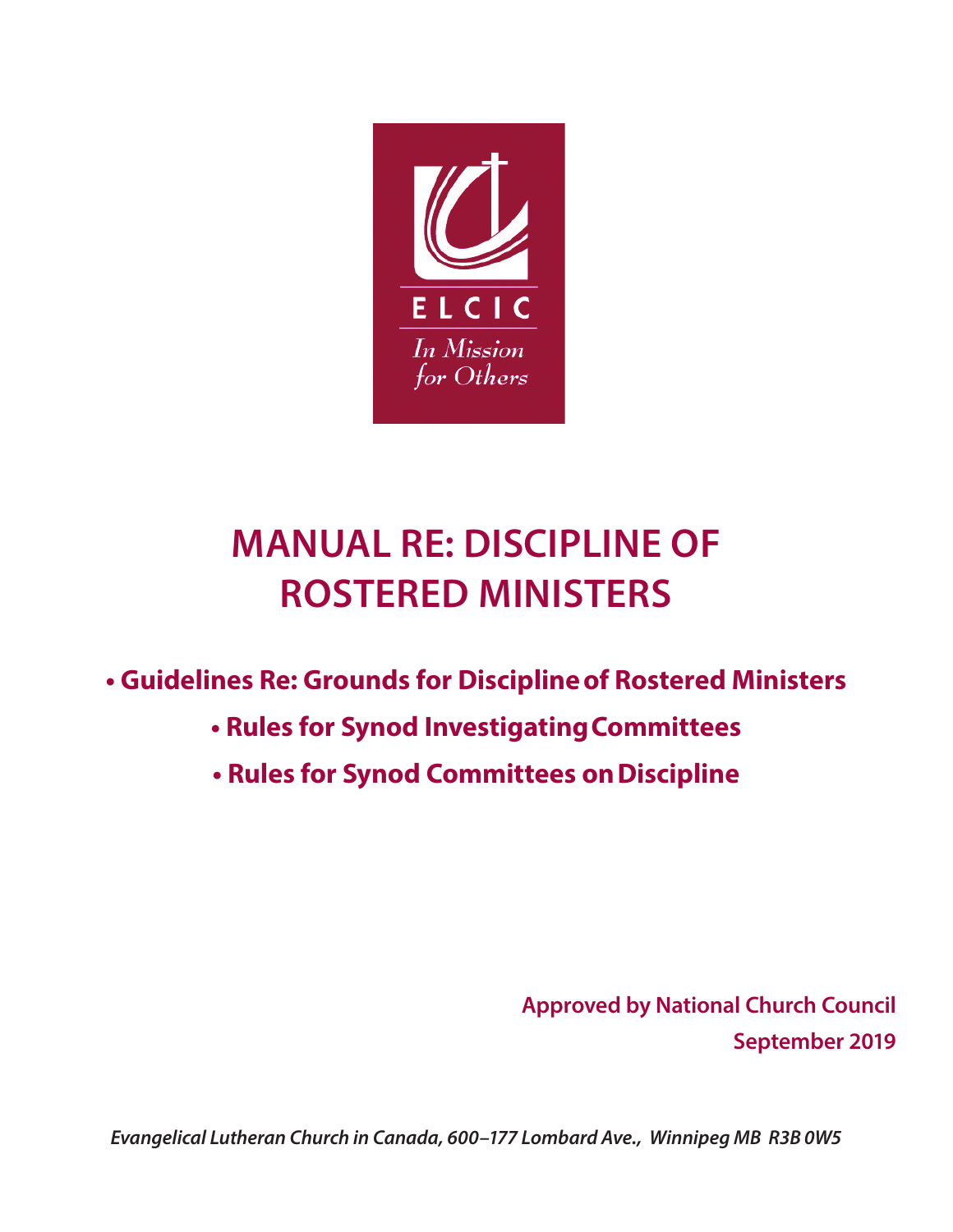ELCIC

*In Mission for Others*

# MANUAL RE: DISCIPLINE OF ROSTERED MINISTERS

- **Guidelines Re: Grounds for Discipline of Rostered Ministers**
- **Rules for Synod Investigating Committees**
- **Rules for Synod Committees on Discipline**

**Approved by National Church Council**

**September 2019**

*Evangelical Lutheran Church in Canada, 600–177 Lombard Ave., Winnipeg MB R3B 0W5*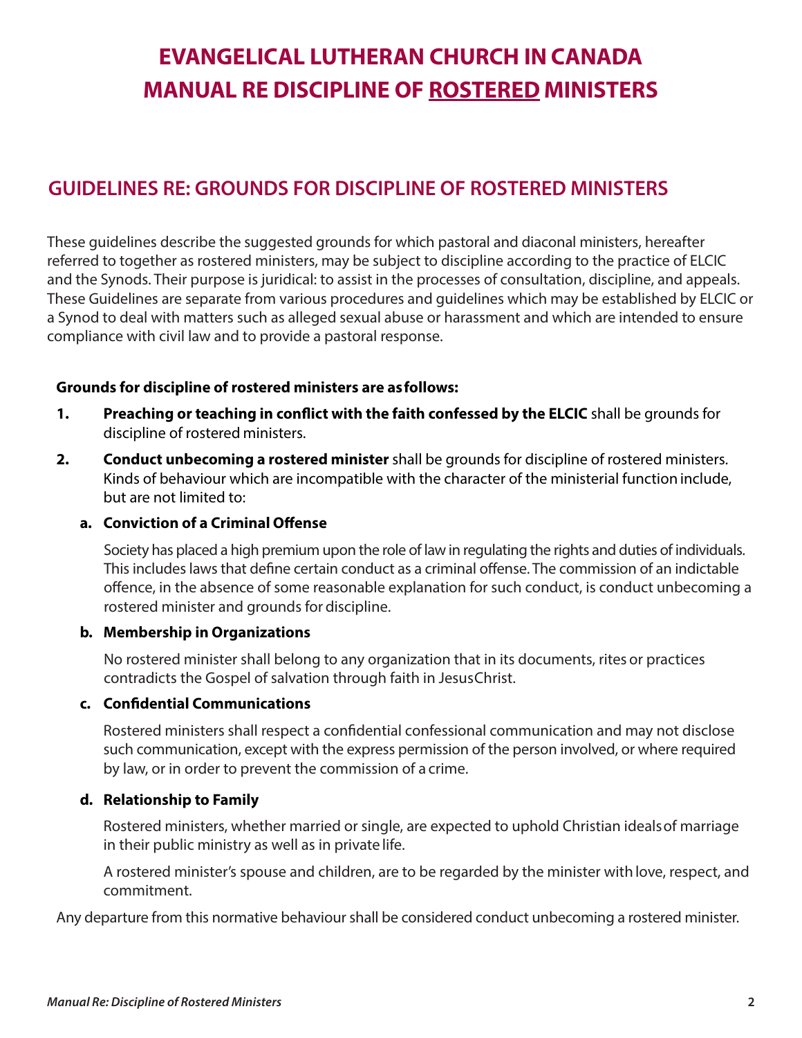# EVANGELICAL LUTHERAN CHURCH IN CANADA
# MANUAL RE DISCIPLINE OF ROSTERED MINISTERS

## GUIDELINES RE: GROUNDS FOR DISCIPLINE OF ROSTERED MINISTERS

These guidelines describe the suggested grounds for which pastoral and diaconal ministers, hereafter referred to together as rostered ministers, may be subject to discipline according to the practice of ELCIC and the Synods. Their purpose is juridical: to assist in the processes of consultation, discipline, and appeals. These Guidelines are separate from various procedures and guidelines which may be established by ELCIC or a Synod to deal with matters such as alleged sexual abuse or harassment and which are intended to ensure compliance with civil law and to provide a pastoral response.

**Grounds for discipline of rostered ministers are as follows:**

1. **Preaching or teaching in conflict with the faith confessed by the ELCIC** shall be grounds for discipline of rostered ministers.

2. **Conduct unbecoming a rostered minister** shall be grounds for discipline of rostered ministers. Kinds of behaviour which are incompatible with the character of the ministerial function include, but are not limited to:

   **a. Conviction of a Criminal Offense**

   Society has placed a high premium upon the role of law in regulating the rights and duties of individuals. This includes laws that define certain conduct as a criminal offense. The commission of an indictable offence, in the absence of some reasonable explanation for such conduct, is conduct unbecoming a rostered minister and grounds for discipline.

   **b. Membership in Organizations**

   No rostered minister shall belong to any organization that in its documents, rites or practices contradicts the Gospel of salvation through faith in Jesus Christ.

   **c. Confidential Communications**

   Rostered ministers shall respect a confidential confessional communication and may not disclose such communication, except with the express permission of the person involved, or where required by law, or in order to prevent the commission of a crime.

   **d. Relationship to Family**

   Rostered ministers, whether married or single, are expected to uphold Christian ideals of marriage in their public ministry as well as in private life.

   A rostered minister's spouse and children, are to be regarded by the minister with love, respect, and commitment.

Any departure from this normative behaviour shall be considered conduct unbecoming a rostered minister.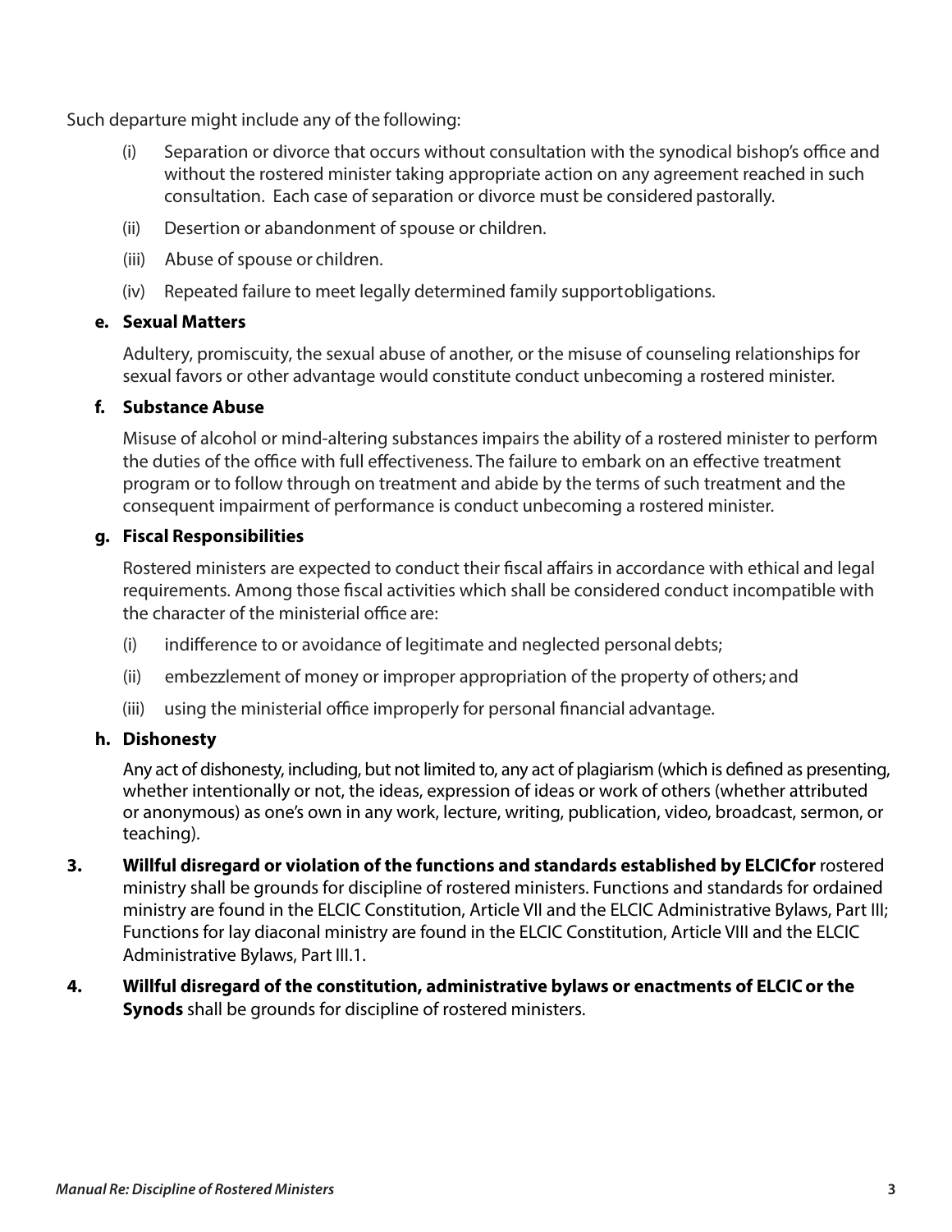Such departure might include any of the following:

(i) Separation or divorce that occurs without consultation with the synodical bishop's office and without the rostered minister taking appropriate action on any agreement reached in such consultation. Each case of separation or divorce must be considered pastorally.

(ii) Desertion or abandonment of spouse or children.

(iii) Abuse of spouse or children.

(iv) Repeated failure to meet legally determined family supportobligations.

**e. Sexual Matters**

Adultery, promiscuity, the sexual abuse of another, or the misuse of counseling relationships for sexual favors or other advantage would constitute conduct unbecoming a rostered minister.

**f. Substance Abuse**

Misuse of alcohol or mind-altering substances impairs the ability of a rostered minister to perform the duties of the office with full effectiveness. The failure to embark on an effective treatment program or to follow through on treatment and abide by the terms of such treatment and the consequent impairment of performance is conduct unbecoming a rostered minister.

**g. Fiscal Responsibilities**

Rostered ministers are expected to conduct their fiscal affairs in accordance with ethical and legal requirements. Among those fiscal activities which shall be considered conduct incompatible with the character of the ministerial office are:

(i) indifference to or avoidance of legitimate and neglected personal debts;

(ii) embezzlement of money or improper appropriation of the property of others; and

(iii) using the ministerial office improperly for personal financial advantage.

**h. Dishonesty**

Any act of dishonesty, including, but not limited to, any act of plagiarism (which is defined as presenting, whether intentionally or not, the ideas, expression of ideas or work of others (whether attributed or anonymous) as one's own in any work, lecture, writing, publication, video, broadcast, sermon, or teaching).

**3. Willful disregard or violation of the functions and standards established by ELCICfor** rostered ministry shall be grounds for discipline of rostered ministers. Functions and standards for ordained ministry are found in the ELCIC Constitution, Article VII and the ELCIC Administrative Bylaws, Part III; Functions for lay diaconal ministry are found in the ELCIC Constitution, Article VIII and the ELCIC Administrative Bylaws, Part III.1.

**4. Willful disregard of the constitution, administrative bylaws or enactments of ELCIC or the Synods** shall be grounds for discipline of rostered ministers.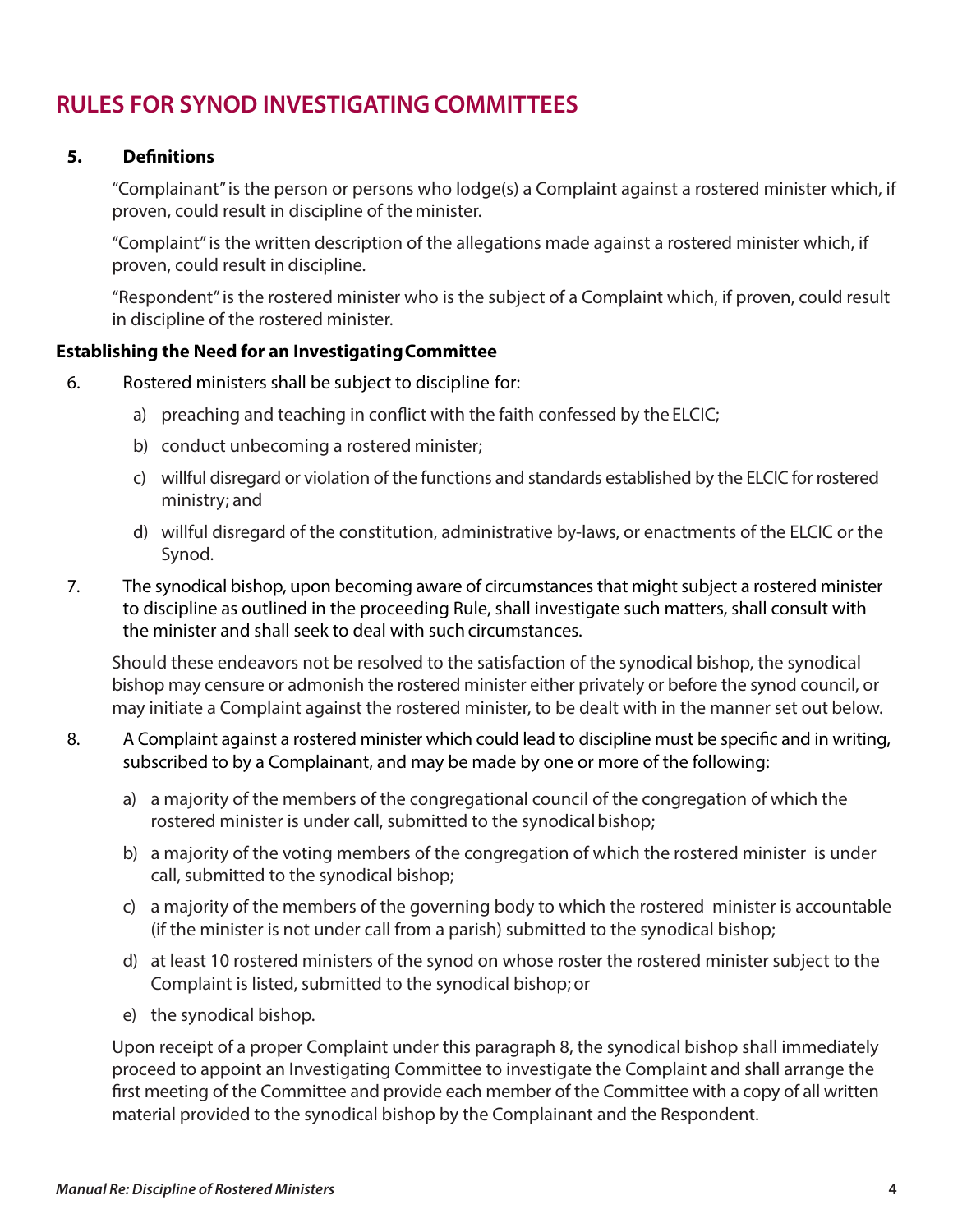## RULES FOR SYNOD INVESTIGATING COMMITTEES

**5. Definitions**

"Complainant" is the person or persons who lodge(s) a Complaint against a rostered minister which, if proven, could result in discipline of the minister.

"Complaint" is the written description of the allegations made against a rostered minister which, if proven, could result in discipline.

"Respondent" is the rostered minister who is the subject of a Complaint which, if proven, could result in discipline of the rostered minister.

**Establishing the Need for an Investigating Committee**

6. Rostered ministers shall be subject to discipline for:

   a) preaching and teaching in conflict with the faith confessed by the ELCIC;

   b) conduct unbecoming a rostered minister;

   c) willful disregard or violation of the functions and standards established by the ELCIC for rostered ministry; and

   d) willful disregard of the constitution, administrative by-laws, or enactments of the ELCIC or the Synod.

7. The synodical bishop, upon becoming aware of circumstances that might subject a rostered minister to discipline as outlined in the proceeding Rule, shall investigate such matters, shall consult with the minister and shall seek to deal with such circumstances.

   Should these endeavors not be resolved to the satisfaction of the synodical bishop, the synodical bishop may censure or admonish the rostered minister either privately or before the synod council, or may initiate a Complaint against the rostered minister, to be dealt with in the manner set out below.

8. A Complaint against a rostered minister which could lead to discipline must be specific and in writing, subscribed to by a Complainant, and may be made by one or more of the following:

   a) a majority of the members of the congregational council of the congregation of which the rostered minister is under call, submitted to the synodical bishop;

   b) a majority of the voting members of the congregation of which the rostered minister is under call, submitted to the synodical bishop;

   c) a majority of the members of the governing body to which the rostered minister is accountable (if the minister is not under call from a parish) submitted to the synodical bishop;

   d) at least 10 rostered ministers of the synod on whose roster the rostered minister subject to the Complaint is listed, submitted to the synodical bishop; or

   e) the synodical bishop.

   Upon receipt of a proper Complaint under this paragraph 8, the synodical bishop shall immediately proceed to appoint an Investigating Committee to investigate the Complaint and shall arrange the first meeting of the Committee and provide each member of the Committee with a copy of all written material provided to the synodical bishop by the Complainant and the Respondent.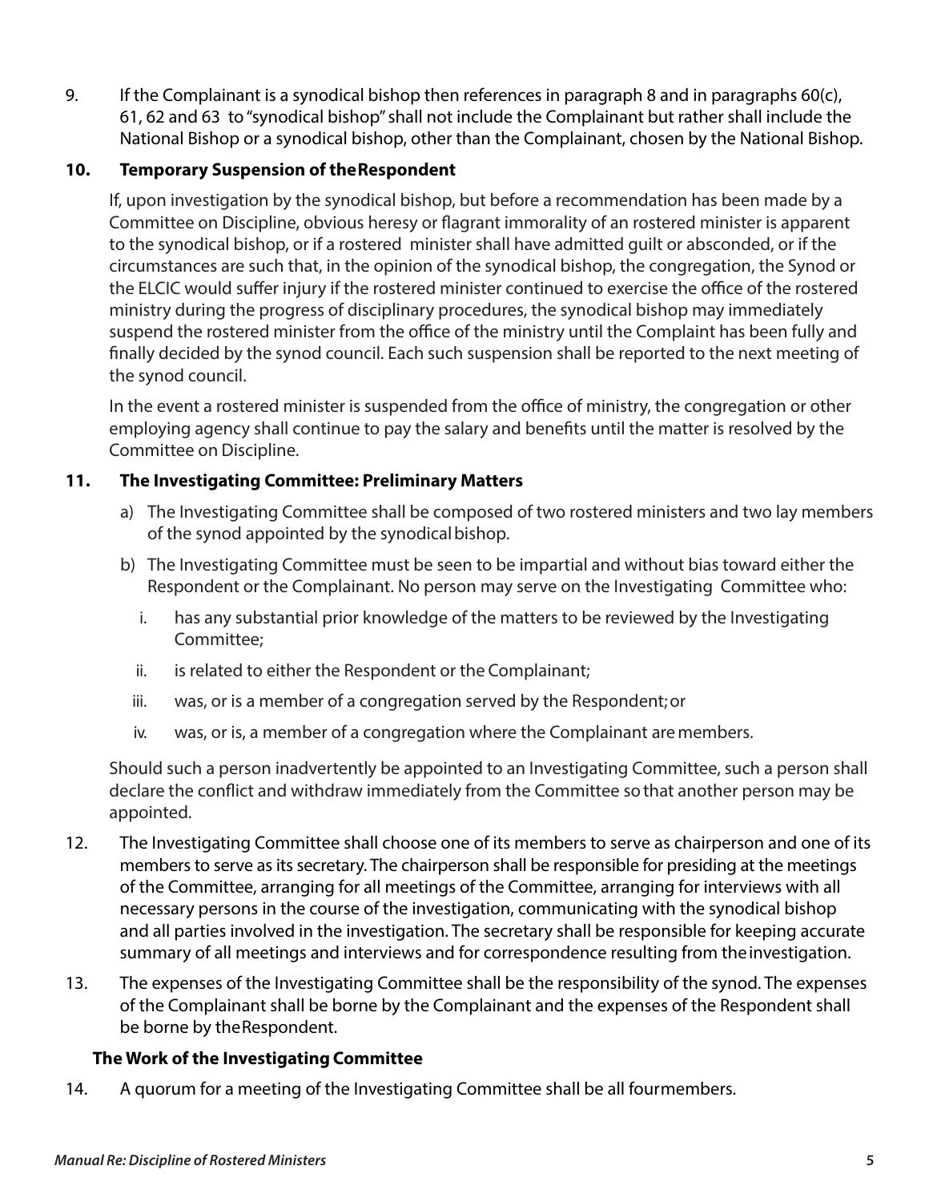9. If the Complainant is a synodical bishop then references in paragraph 8 and in paragraphs 60(c), 61, 62 and 63 to "synodical bishop" shall not include the Complainant but rather shall include the National Bishop or a synodical bishop, other than the Complainant, chosen by the National Bishop.

**10. Temporary Suspension of the Respondent**

If, upon investigation by the synodical bishop, but before a recommendation has been made by a Committee on Discipline, obvious heresy or flagrant immorality of an rostered minister is apparent to the synodical bishop, or if a rostered minister shall have admitted guilt or absconded, or if the circumstances are such that, in the opinion of the synodical bishop, the congregation, the Synod or the ELCIC would suffer injury if the rostered minister continued to exercise the office of the rostered ministry during the progress of disciplinary procedures, the synodical bishop may immediately suspend the rostered minister from the office of the ministry until the Complaint has been fully and finally decided by the synod council. Each such suspension shall be reported to the next meeting of the synod council.

In the event a rostered minister is suspended from the office of ministry, the congregation or other employing agency shall continue to pay the salary and benefits until the matter is resolved by the Committee on Discipline.

**11. The Investigating Committee: Preliminary Matters**

a) The Investigating Committee shall be composed of two rostered ministers and two lay members of the synod appointed by the synodical bishop.

b) The Investigating Committee must be seen to be impartial and without bias toward either the Respondent or the Complainant. No person may serve on the Investigating Committee who:

   i. has any substantial prior knowledge of the matters to be reviewed by the Investigating Committee;

   ii. is related to either the Respondent or the Complainant;

   iii. was, or is a member of a congregation served by the Respondent; or

   iv. was, or is, a member of a congregation where the Complainant are members.

Should such a person inadvertently be appointed to an Investigating Committee, such a person shall declare the conflict and withdraw immediately from the Committee so that another person may be appointed.

12. The Investigating Committee shall choose one of its members to serve as chairperson and one of its members to serve as its secretary. The chairperson shall be responsible for presiding at the meetings of the Committee, arranging for all meetings of the Committee, arranging for interviews with all necessary persons in the course of the investigation, communicating with the synodical bishop and all parties involved in the investigation. The secretary shall be responsible for keeping accurate summary of all meetings and interviews and for correspondence resulting from the investigation.

13. The expenses of the Investigating Committee shall be the responsibility of the synod. The expenses of the Complainant shall be borne by the Complainant and the expenses of the Respondent shall be borne by the Respondent.

**The Work of the Investigating Committee**

14. A quorum for a meeting of the Investigating Committee shall be all four members.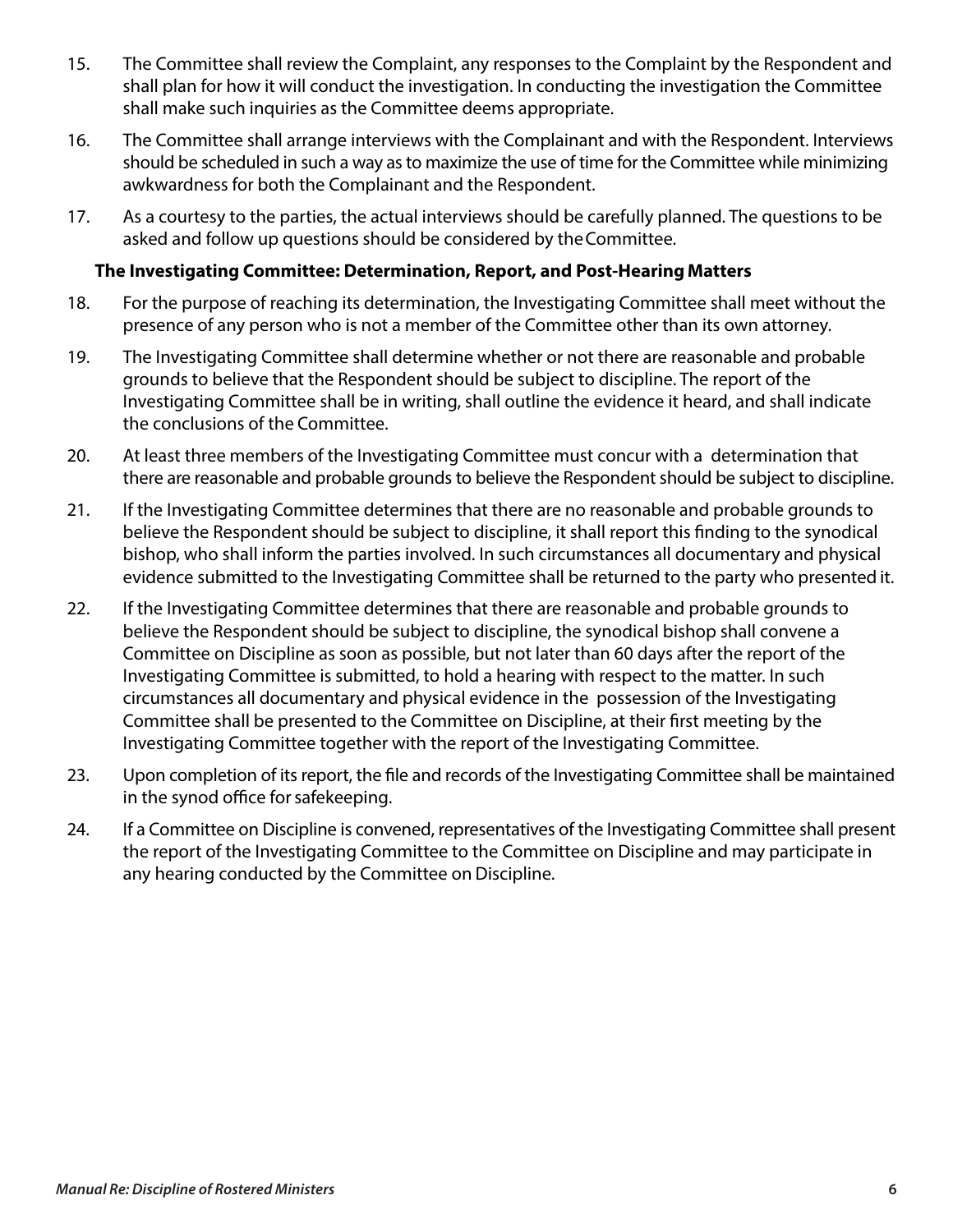15. The Committee shall review the Complaint, any responses to the Complaint by the Respondent and shall plan for how it will conduct the investigation. In conducting the investigation the Committee shall make such inquiries as the Committee deems appropriate.

16. The Committee shall arrange interviews with the Complainant and with the Respondent. Interviews should be scheduled in such a way as to maximize the use of time for the Committee while minimizing awkwardness for both the Complainant and the Respondent.

17. As a courtesy to the parties, the actual interviews should be carefully planned. The questions to be asked and follow up questions should be considered by the Committee.

**The Investigating Committee: Determination, Report, and Post-Hearing Matters**

18. For the purpose of reaching its determination, the Investigating Committee shall meet without the presence of any person who is not a member of the Committee other than its own attorney.

19. The Investigating Committee shall determine whether or not there are reasonable and probable grounds to believe that the Respondent should be subject to discipline. The report of the Investigating Committee shall be in writing, shall outline the evidence it heard, and shall indicate the conclusions of the Committee.

20. At least three members of the Investigating Committee must concur with a determination that there are reasonable and probable grounds to believe the Respondent should be subject to discipline.

21. If the Investigating Committee determines that there are no reasonable and probable grounds to believe the Respondent should be subject to discipline, it shall report this finding to the synodical bishop, who shall inform the parties involved. In such circumstances all documentary and physical evidence submitted to the Investigating Committee shall be returned to the party who presented it.

22. If the Investigating Committee determines that there are reasonable and probable grounds to believe the Respondent should be subject to discipline, the synodical bishop shall convene a Committee on Discipline as soon as possible, but not later than 60 days after the report of the Investigating Committee is submitted, to hold a hearing with respect to the matter. In such circumstances all documentary and physical evidence in the possession of the Investigating Committee shall be presented to the Committee on Discipline, at their first meeting by the Investigating Committee together with the report of the Investigating Committee.

23. Upon completion of its report, the file and records of the Investigating Committee shall be maintained in the synod office for safekeeping.

24. If a Committee on Discipline is convened, representatives of the Investigating Committee shall present the report of the Investigating Committee to the Committee on Discipline and may participate in any hearing conducted by the Committee on Discipline.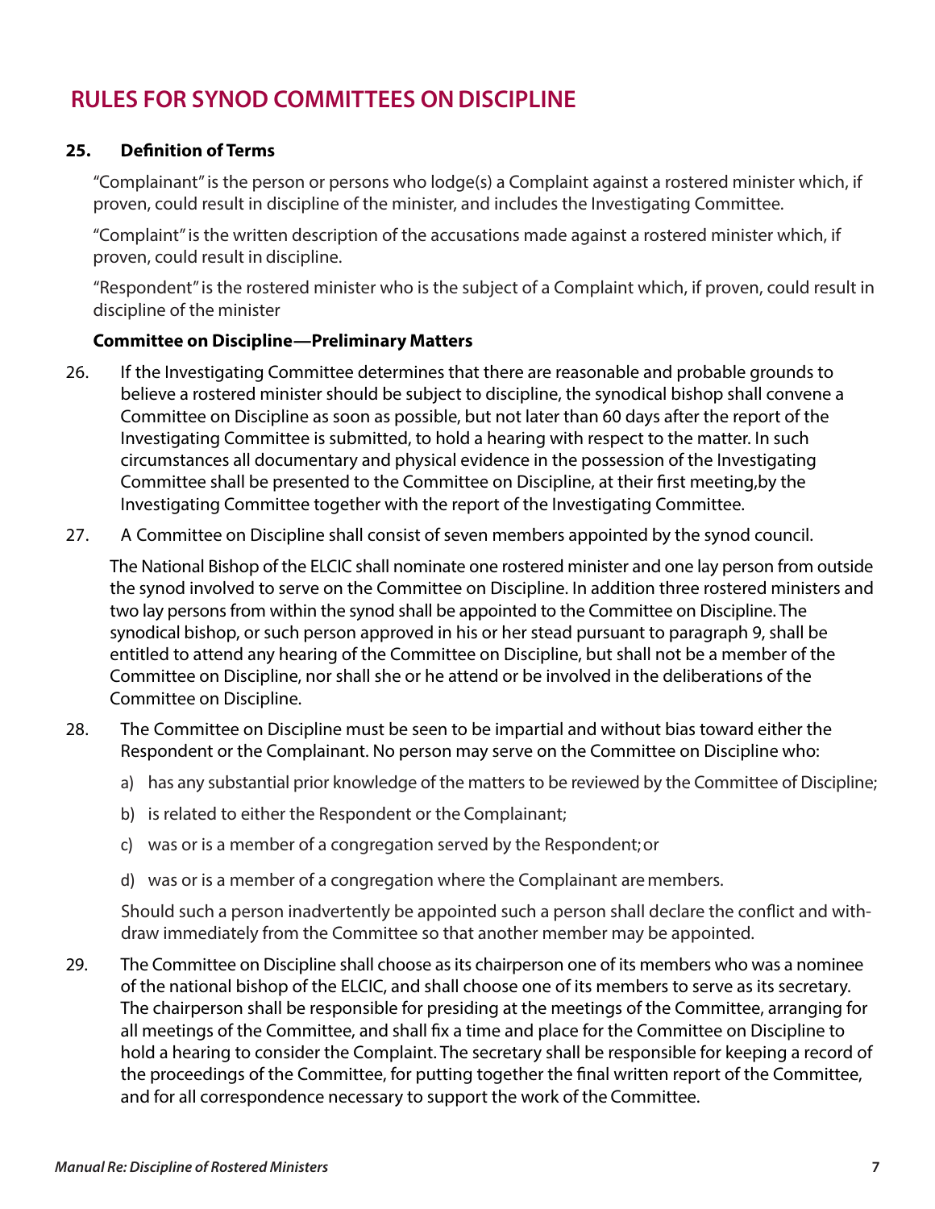# RULES FOR SYNOD COMMITTEES ON DISCIPLINE

**25. Definition of Terms**

"Complainant" is the person or persons who lodge(s) a Complaint against a rostered minister which, if proven, could result in discipline of the minister, and includes the Investigating Committee.

"Complaint" is the written description of the accusations made against a rostered minister which, if proven, could result in discipline.

"Respondent" is the rostered minister who is the subject of a Complaint which, if proven, could result in discipline of the minister

**Committee on Discipline—Preliminary Matters**

26. If the Investigating Committee determines that there are reasonable and probable grounds to believe a rostered minister should be subject to discipline, the synodical bishop shall convene a Committee on Discipline as soon as possible, but not later than 60 days after the report of the Investigating Committee is submitted, to hold a hearing with respect to the matter. In such circumstances all documentary and physical evidence in the possession of the Investigating Committee shall be presented to the Committee on Discipline, at their first meeting,by the Investigating Committee together with the report of the Investigating Committee.

27. A Committee on Discipline shall consist of seven members appointed by the synod council.

The National Bishop of the ELCIC shall nominate one rostered minister and one lay person from outside the synod involved to serve on the Committee on Discipline. In addition three rostered ministers and two lay persons from within the synod shall be appointed to the Committee on Discipline. The synodical bishop, or such person approved in his or her stead pursuant to paragraph 9, shall be entitled to attend any hearing of the Committee on Discipline, but shall not be a member of the Committee on Discipline, nor shall she or he attend or be involved in the deliberations of the Committee on Discipline.

28. The Committee on Discipline must be seen to be impartial and without bias toward either the Respondent or the Complainant. No person may serve on the Committee on Discipline who:

   a) has any substantial prior knowledge of the matters to be reviewed by the Committee of Discipline;

   b) is related to either the Respondent or the Complainant;

   c) was or is a member of a congregation served by the Respondent; or

   d) was or is a member of a congregation where the Complainant are members.

   Should such a person inadvertently be appointed such a person shall declare the conflict and withdraw immediately from the Committee so that another member may be appointed.

29. The Committee on Discipline shall choose as its chairperson one of its members who was a nominee of the national bishop of the ELCIC, and shall choose one of its members to serve as its secretary. The chairperson shall be responsible for presiding at the meetings of the Committee, arranging for all meetings of the Committee, and shall fix a time and place for the Committee on Discipline to hold a hearing to consider the Complaint. The secretary shall be responsible for keeping a record of the proceedings of the Committee, for putting together the final written report of the Committee, and for all correspondence necessary to support the work of the Committee.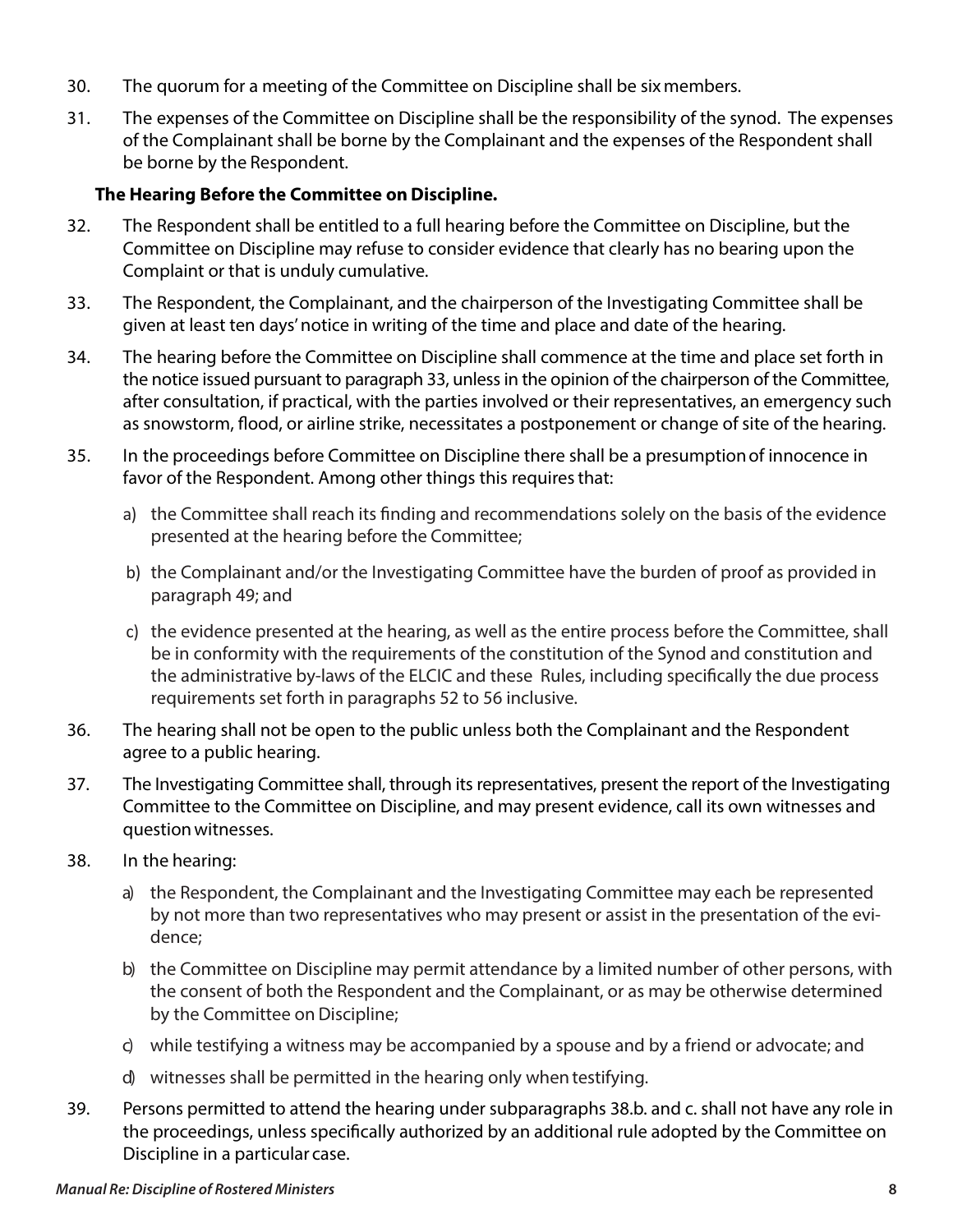30. The quorum for a meeting of the Committee on Discipline shall be six members.

31. The expenses of the Committee on Discipline shall be the responsibility of the synod. The expenses of the Complainant shall be borne by the Complainant and the expenses of the Respondent shall be borne by the Respondent.

**The Hearing Before the Committee on Discipline.**

32. The Respondent shall be entitled to a full hearing before the Committee on Discipline, but the Committee on Discipline may refuse to consider evidence that clearly has no bearing upon the Complaint or that is unduly cumulative.

33. The Respondent, the Complainant, and the chairperson of the Investigating Committee shall be given at least ten days' notice in writing of the time and place and date of the hearing.

34. The hearing before the Committee on Discipline shall commence at the time and place set forth in the notice issued pursuant to paragraph 33, unless in the opinion of the chairperson of the Committee, after consultation, if practical, with the parties involved or their representatives, an emergency such as snowstorm, flood, or airline strike, necessitates a postponement or change of site of the hearing.

35. In the proceedings before Committee on Discipline there shall be a presumption of innocence in favor of the Respondent. Among other things this requires that:

    a) the Committee shall reach its finding and recommendations solely on the basis of the evidence presented at the hearing before the Committee;

    b) the Complainant and/or the Investigating Committee have the burden of proof as provided in paragraph 49; and

    c) the evidence presented at the hearing, as well as the entire process before the Committee, shall be in conformity with the requirements of the constitution of the Synod and constitution and the administrative by-laws of the ELCIC and these Rules, including specifically the due process requirements set forth in paragraphs 52 to 56 inclusive.

36. The hearing shall not be open to the public unless both the Complainant and the Respondent agree to a public hearing.

37. The Investigating Committee shall, through its representatives, present the report of the Investigating Committee to the Committee on Discipline, and may present evidence, call its own witnesses and question witnesses.

38. In the hearing:

    a) the Respondent, the Complainant and the Investigating Committee may each be represented by not more than two representatives who may present or assist in the presentation of the evidence;

    b) the Committee on Discipline may permit attendance by a limited number of other persons, with the consent of both the Respondent and the Complainant, or as may be otherwise determined by the Committee on Discipline;

    c) while testifying a witness may be accompanied by a spouse and by a friend or advocate; and

    d) witnesses shall be permitted in the hearing only when testifying.

39. Persons permitted to attend the hearing under subparagraphs 38.b. and c. shall not have any role in the proceedings, unless specifically authorized by an additional rule adopted by the Committee on Discipline in a particular case.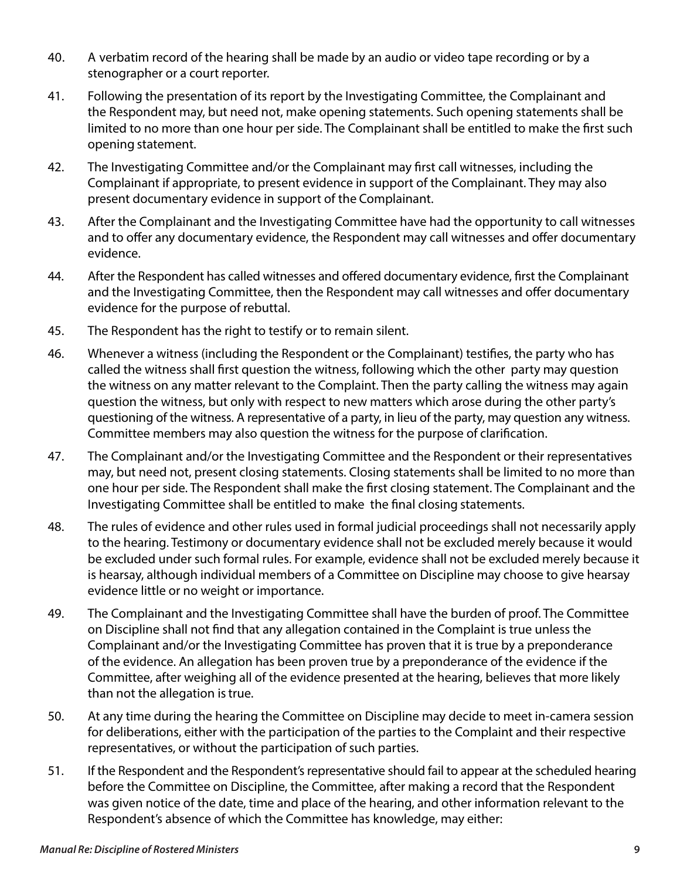40. A verbatim record of the hearing shall be made by an audio or video tape recording or by a stenographer or a court reporter.

41. Following the presentation of its report by the Investigating Committee, the Complainant and the Respondent may, but need not, make opening statements. Such opening statements shall be limited to no more than one hour per side. The Complainant shall be entitled to make the first such opening statement.

42. The Investigating Committee and/or the Complainant may first call witnesses, including the Complainant if appropriate, to present evidence in support of the Complainant. They may also present documentary evidence in support of the Complainant.

43. After the Complainant and the Investigating Committee have had the opportunity to call witnesses and to offer any documentary evidence, the Respondent may call witnesses and offer documentary evidence.

44. After the Respondent has called witnesses and offered documentary evidence, first the Complainant and the Investigating Committee, then the Respondent may call witnesses and offer documentary evidence for the purpose of rebuttal.

45. The Respondent has the right to testify or to remain silent.

46. Whenever a witness (including the Respondent or the Complainant) testifies, the party who has called the witness shall first question the witness, following which the other party may question the witness on any matter relevant to the Complaint. Then the party calling the witness may again question the witness, but only with respect to new matters which arose during the other party's questioning of the witness. A representative of a party, in lieu of the party, may question any witness. Committee members may also question the witness for the purpose of clarification.

47. The Complainant and/or the Investigating Committee and the Respondent or their representatives may, but need not, present closing statements. Closing statements shall be limited to no more than one hour per side. The Respondent shall make the first closing statement. The Complainant and the Investigating Committee shall be entitled to make the final closing statements.

48. The rules of evidence and other rules used in formal judicial proceedings shall not necessarily apply to the hearing. Testimony or documentary evidence shall not be excluded merely because it would be excluded under such formal rules. For example, evidence shall not be excluded merely because it is hearsay, although individual members of a Committee on Discipline may choose to give hearsay evidence little or no weight or importance.

49. The Complainant and the Investigating Committee shall have the burden of proof. The Committee on Discipline shall not find that any allegation contained in the Complaint is true unless the Complainant and/or the Investigating Committee has proven that it is true by a preponderance of the evidence. An allegation has been proven true by a preponderance of the evidence if the Committee, after weighing all of the evidence presented at the hearing, believes that more likely than not the allegation is true.

50. At any time during the hearing the Committee on Discipline may decide to meet in-camera session for deliberations, either with the participation of the parties to the Complaint and their respective representatives, or without the participation of such parties.

51. If the Respondent and the Respondent's representative should fail to appear at the scheduled hearing before the Committee on Discipline, the Committee, after making a record that the Respondent was given notice of the date, time and place of the hearing, and other information relevant to the Respondent's absence of which the Committee has knowledge, may either: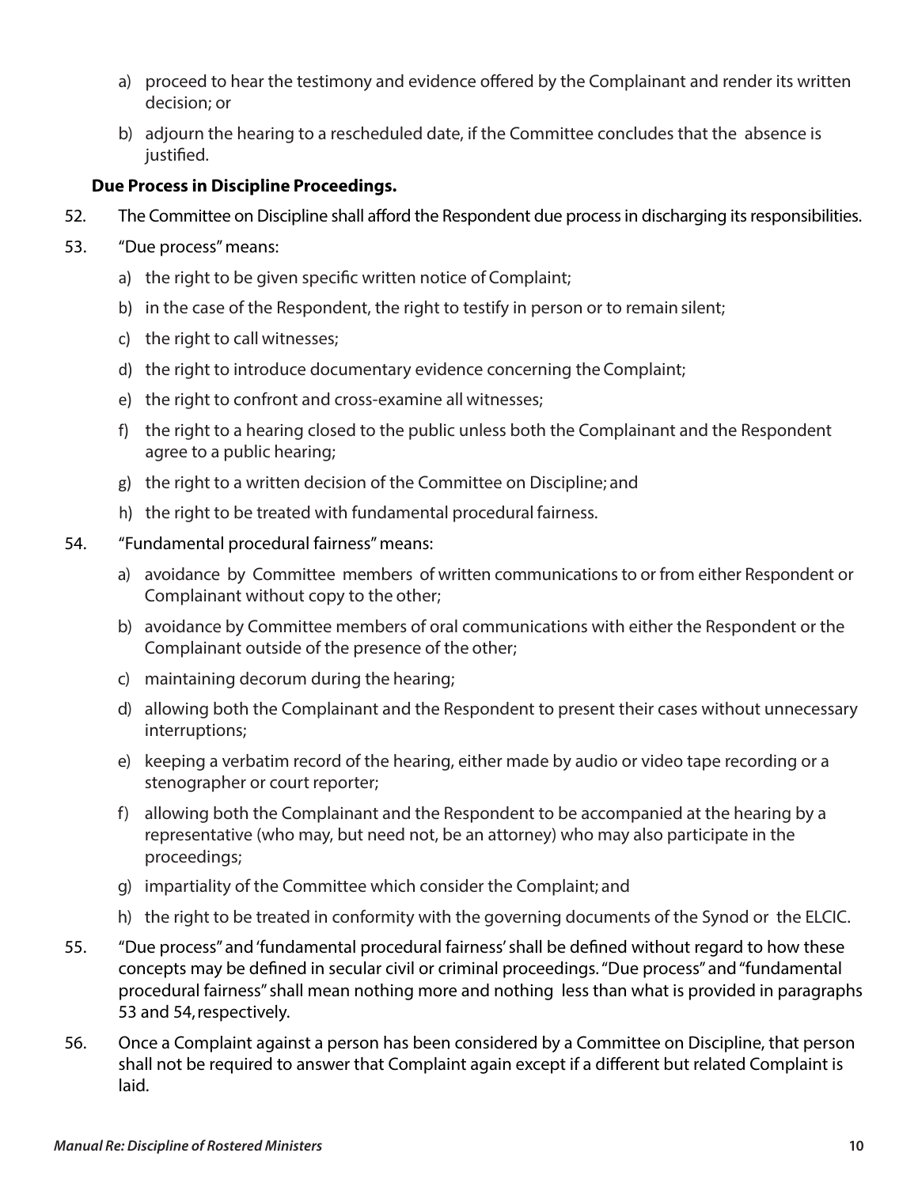a) proceed to hear the testimony and evidence offered by the Complainant and render its written decision; or

b) adjourn the hearing to a rescheduled date, if the Committee concludes that the absence is justified.

**Due Process in Discipline Proceedings.**

52. The Committee on Discipline shall afford the Respondent due process in discharging its responsibilities.

53. "Due process" means:

a) the right to be given specific written notice of Complaint;

b) in the case of the Respondent, the right to testify in person or to remain silent;

c) the right to call witnesses;

d) the right to introduce documentary evidence concerning the Complaint;

e) the right to confront and cross-examine all witnesses;

f) the right to a hearing closed to the public unless both the Complainant and the Respondent agree to a public hearing;

g) the right to a written decision of the Committee on Discipline; and

h) the right to be treated with fundamental procedural fairness.

54. "Fundamental procedural fairness" means:

a) avoidance by Committee members of written communications to or from either Respondent or Complainant without copy to the other;

b) avoidance by Committee members of oral communications with either the Respondent or the Complainant outside of the presence of the other;

c) maintaining decorum during the hearing;

d) allowing both the Complainant and the Respondent to present their cases without unnecessary interruptions;

e) keeping a verbatim record of the hearing, either made by audio or video tape recording or a stenographer or court reporter;

f) allowing both the Complainant and the Respondent to be accompanied at the hearing by a representative (who may, but need not, be an attorney) who may also participate in the proceedings;

g) impartiality of the Committee which consider the Complaint; and

h) the right to be treated in conformity with the governing documents of the Synod or the ELCIC.

55. "Due process" and 'fundamental procedural fairness' shall be defined without regard to how these concepts may be defined in secular civil or criminal proceedings. "Due process" and "fundamental procedural fairness" shall mean nothing more and nothing less than what is provided in paragraphs 53 and 54, respectively.

56. Once a Complaint against a person has been considered by a Committee on Discipline, that person shall not be required to answer that Complaint again except if a different but related Complaint is laid.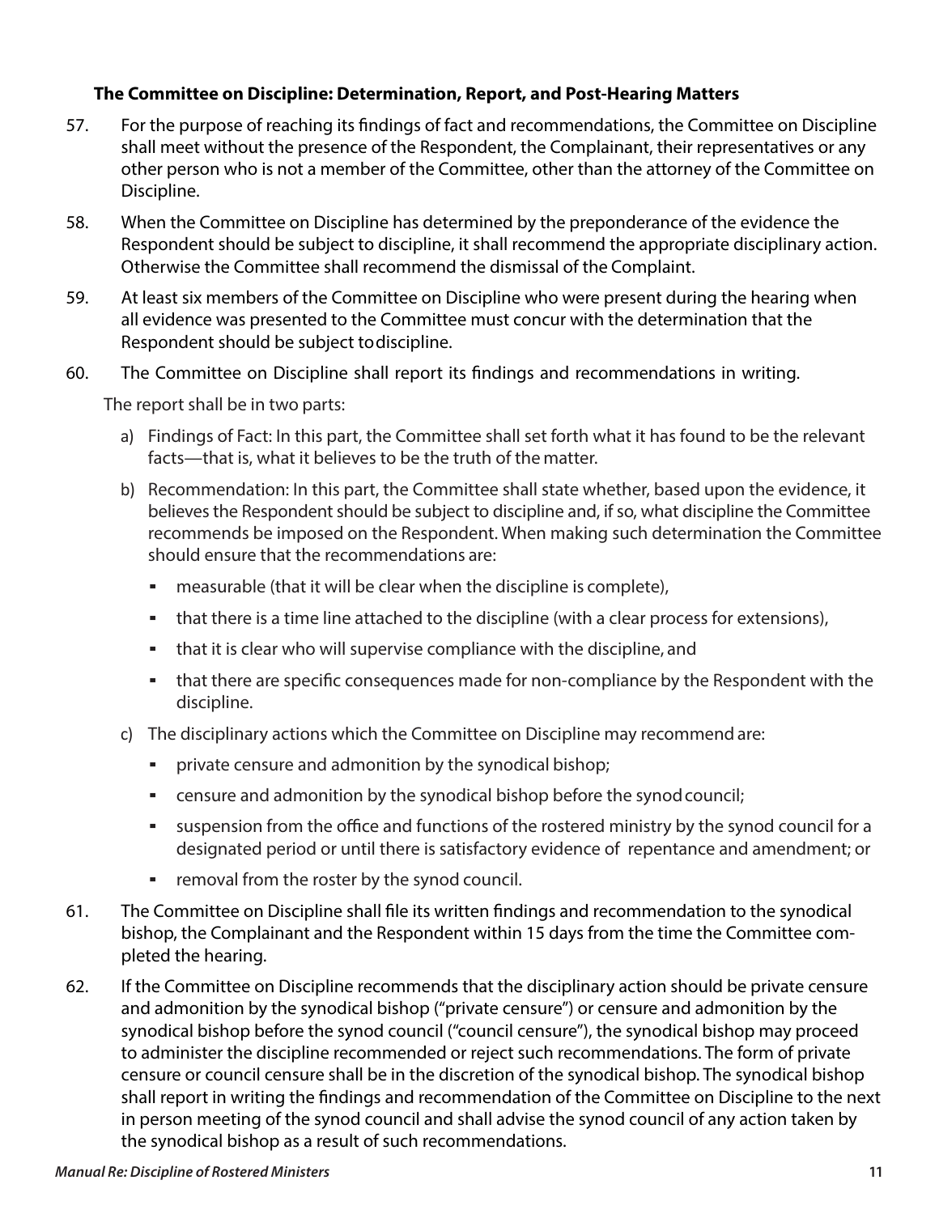### The Committee on Discipline: Determination, Report, and Post-Hearing Matters

57. For the purpose of reaching its findings of fact and recommendations, the Committee on Discipline shall meet without the presence of the Respondent, the Complainant, their representatives or any other person who is not a member of the Committee, other than the attorney of the Committee on Discipline.

58. When the Committee on Discipline has determined by the preponderance of the evidence the Respondent should be subject to discipline, it shall recommend the appropriate disciplinary action. Otherwise the Committee shall recommend the dismissal of the Complaint.

59. At least six members of the Committee on Discipline who were present during the hearing when all evidence was presented to the Committee must concur with the determination that the Respondent should be subject to discipline.

60. The Committee on Discipline shall report its findings and recommendations in writing.

   The report shall be in two parts:

   a) Findings of Fact: In this part, the Committee shall set forth what it has found to be the relevant facts—that is, what it believes to be the truth of the matter.

   b) Recommendation: In this part, the Committee shall state whether, based upon the evidence, it believes the Respondent should be subject to discipline and, if so, what discipline the Committee recommends be imposed on the Respondent. When making such determination the Committee should ensure that the recommendations are:

      - measurable (that it will be clear when the discipline is complete),
      - that there is a time line attached to the discipline (with a clear process for extensions),
      - that it is clear who will supervise compliance with the discipline, and
      - that there are specific consequences made for non-compliance by the Respondent with the discipline.

   c) The disciplinary actions which the Committee on Discipline may recommend are:

      - private censure and admonition by the synodical bishop;
      - censure and admonition by the synodical bishop before the synod council;
      - suspension from the office and functions of the rostered ministry by the synod council for a designated period or until there is satisfactory evidence of repentance and amendment; or
      - removal from the roster by the synod council.

61. The Committee on Discipline shall file its written findings and recommendation to the synodical bishop, the Complainant and the Respondent within 15 days from the time the Committee completed the hearing.

62. If the Committee on Discipline recommends that the disciplinary action should be private censure and admonition by the synodical bishop ("private censure") or censure and admonition by the synodical bishop before the synod council ("council censure"), the synodical bishop may proceed to administer the discipline recommended or reject such recommendations. The form of private censure or council censure shall be in the discretion of the synodical bishop. The synodical bishop shall report in writing the findings and recommendation of the Committee on Discipline to the next in person meeting of the synod council and shall advise the synod council of any action taken by the synodical bishop as a result of such recommendations.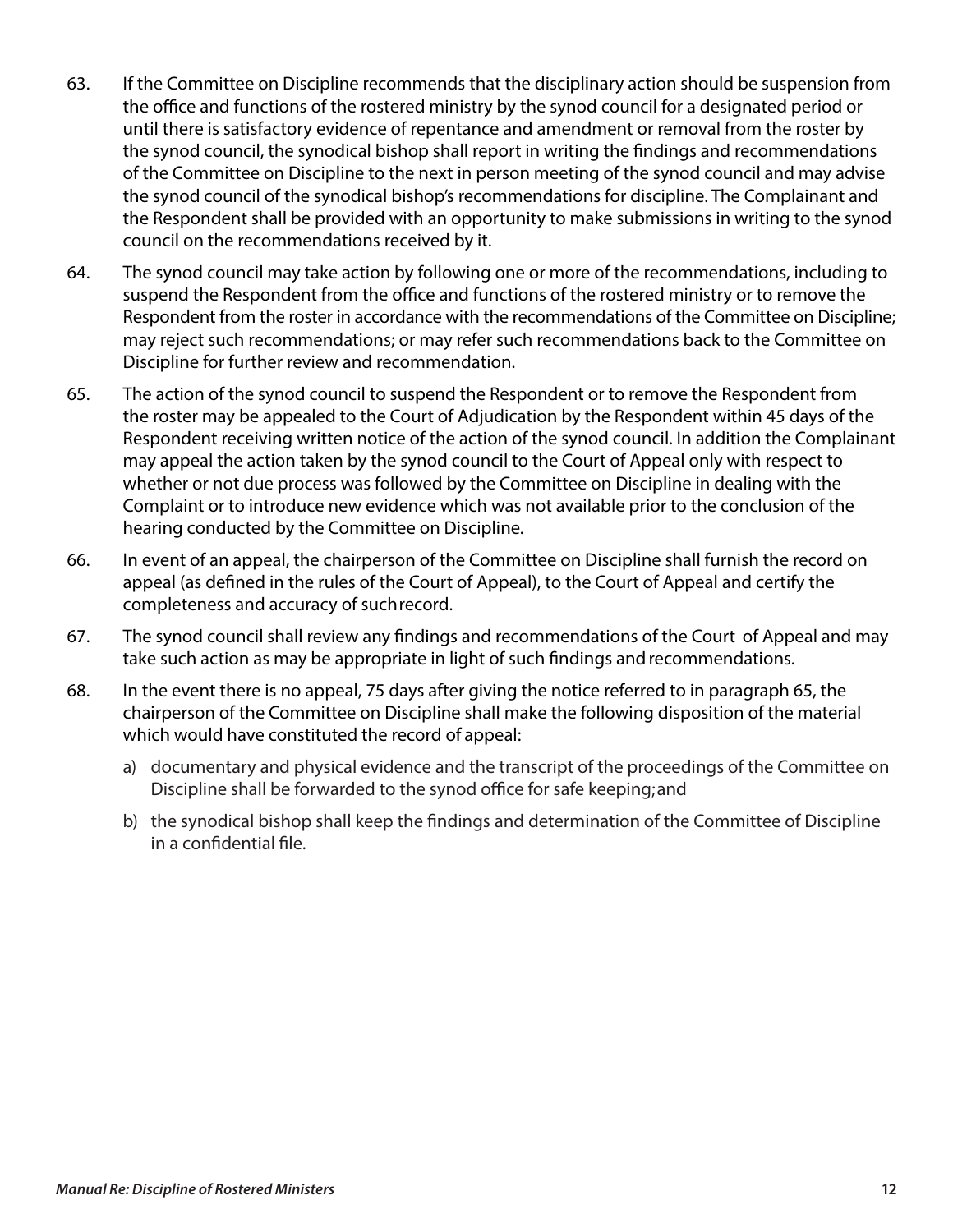63. If the Committee on Discipline recommends that the disciplinary action should be suspension from the office and functions of the rostered ministry by the synod council for a designated period or until there is satisfactory evidence of repentance and amendment or removal from the roster by the synod council, the synodical bishop shall report in writing the findings and recommendations of the Committee on Discipline to the next in person meeting of the synod council and may advise the synod council of the synodical bishop's recommendations for discipline. The Complainant and the Respondent shall be provided with an opportunity to make submissions in writing to the synod council on the recommendations received by it.

64. The synod council may take action by following one or more of the recommendations, including to suspend the Respondent from the office and functions of the rostered ministry or to remove the Respondent from the roster in accordance with the recommendations of the Committee on Discipline; may reject such recommendations; or may refer such recommendations back to the Committee on Discipline for further review and recommendation.

65. The action of the synod council to suspend the Respondent or to remove the Respondent from the roster may be appealed to the Court of Adjudication by the Respondent within 45 days of the Respondent receiving written notice of the action of the synod council. In addition the Complainant may appeal the action taken by the synod council to the Court of Appeal only with respect to whether or not due process was followed by the Committee on Discipline in dealing with the Complaint or to introduce new evidence which was not available prior to the conclusion of the hearing conducted by the Committee on Discipline.

66. In event of an appeal, the chairperson of the Committee on Discipline shall furnish the record on appeal (as defined in the rules of the Court of Appeal), to the Court of Appeal and certify the completeness and accuracy of such record.

67. The synod council shall review any findings and recommendations of the Court of Appeal and may take such action as may be appropriate in light of such findings and recommendations.

68. In the event there is no appeal, 75 days after giving the notice referred to in paragraph 65, the chairperson of the Committee on Discipline shall make the following disposition of the material which would have constituted the record of appeal:

    a) documentary and physical evidence and the transcript of the proceedings of the Committee on Discipline shall be forwarded to the synod office for safe keeping; and

    b) the synodical bishop shall keep the findings and determination of the Committee of Discipline in a confidential file.